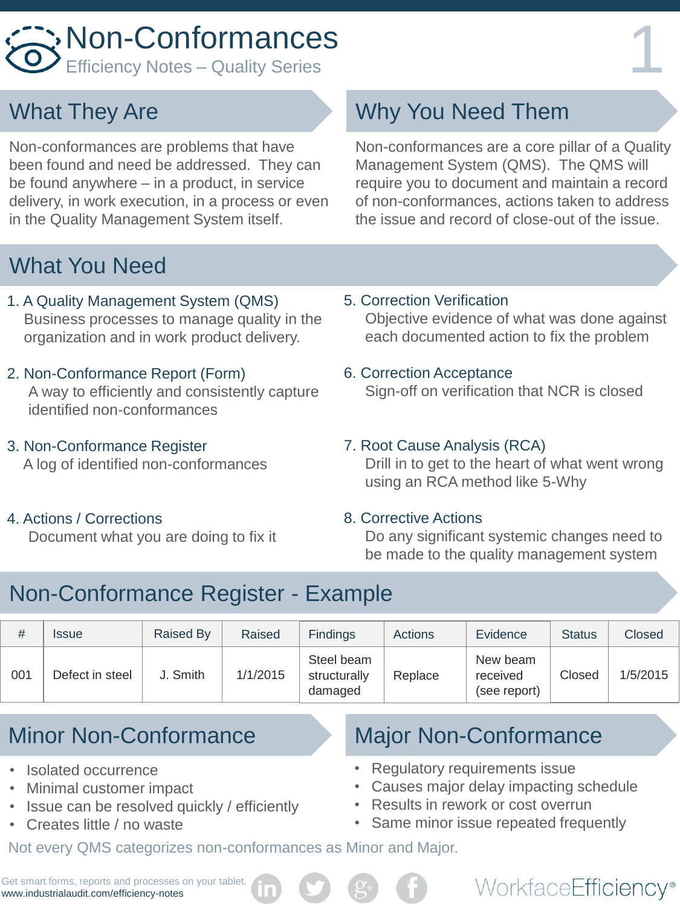# Non-Conformances

Efficiency Notes – Quality Series

## What They Are

Non-conformances are problems that have been found and need be addressed. They can be found anywhere – in a product, in service delivery, in work execution, in a process or even in the Quality Management System itself.

## Why You Need Them

Non-conformances are a core pillar of a Quality Management System (QMS). The QMS will require you to document and maintain a record of non-conformances, actions taken to address the issue and record of close-out of the issue.

## What You Need

1. A Quality Management System (QMS)
   Business processes to manage quality in the organization and in work product delivery.

2. Non-Conformance Report (Form)
   A way to efficiently and consistently capture identified non-conformances

3. Non-Conformance Register
   A log of identified non-conformances

4. Actions / Corrections
   Document what you are doing to fix it

5. Correction Verification
   Objective evidence of what was done against each documented action to fix the problem

6. Correction Acceptance
   Sign-off on verification that NCR is closed

7. Root Cause Analysis (RCA)
   Drill in to get to the heart of what went wrong using an RCA method like 5-Why

8. Corrective Actions
   Do any significant systemic changes need to be made to the quality management system

## Non-Conformance Register - Example

| # | Issue | Raised By | Raised | Findings | Actions | Evidence | Status | Closed |
|---|---|---|---|---|---|---|---|---|
| 001 | Defect in steel | J. Smith | 1/1/2015 | Steel beam structurally damaged | Replace | New beam received (see report) | Closed | 1/5/2015 |

## Minor Non-Conformance

- Isolated occurrence
- Minimal customer impact
- Issue can be resolved quickly / efficiently
- Creates little / no waste

## Major Non-Conformance

- Regulatory requirements issue
- Causes major delay impacting schedule
- Results in rework or cost overrun
- Same minor issue repeated frequently

Not every QMS categorizes non-conformances as Minor and Major.

Get smart forms, reports and processes on your tablet.
www.industrialaudit.com/efficiency-notes

WorkfaceEfficiency®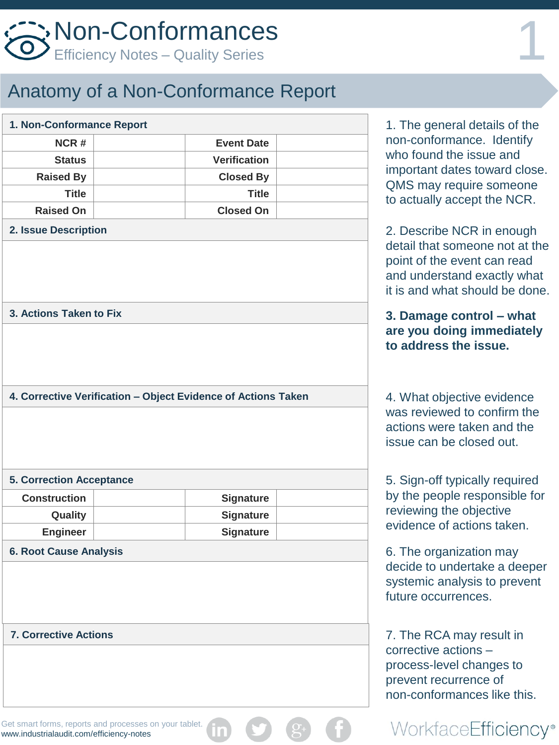# Non-Conformances

Efficiency Notes – Quality Series

## Anatomy of a Non-Conformance Report

**1. Non-Conformance Report**

| | | | |
|---|---|---|---|
| **NCR #** | | **Event Date** | |
| **Status** | | **Verification** | |
| **Raised By** | | **Closed By** | |
| **Title** | | **Title** | |
| **Raised On** | | **Closed On** | |

1. The general details of the non-conformance. Identify who found the issue and important dates toward close. QMS may require someone to actually accept the NCR.

**2. Issue Description**

2. Describe NCR in enough detail that someone not at the point of the event can read and understand exactly what it is and what should be done.

**3. Actions Taken to Fix**

**3. Damage control – what are you doing immediately to address the issue.**

**4. Corrective Verification – Object Evidence of Actions Taken**

4. What objective evidence was reviewed to confirm the actions were taken and the issue can be closed out.

**5. Correction Acceptance**

| | | | |
|---|---|---|---|
| **Construction** | | **Signature** | |
| **Quality** | | **Signature** | |
| **Engineer** | | **Signature** | |

5. Sign-off typically required by the people responsible for reviewing the objective evidence of actions taken.

**6. Root Cause Analysis**

6. The organization may decide to undertake a deeper systemic analysis to prevent future occurrences.

**7. Corrective Actions**

7. The RCA may result in corrective actions – process-level changes to prevent recurrence of non-conformances like this.

Get smart forms, reports and processes on your tablet.
www.industrialaudit.com/efficiency-notes

WorkfaceEfficiency®